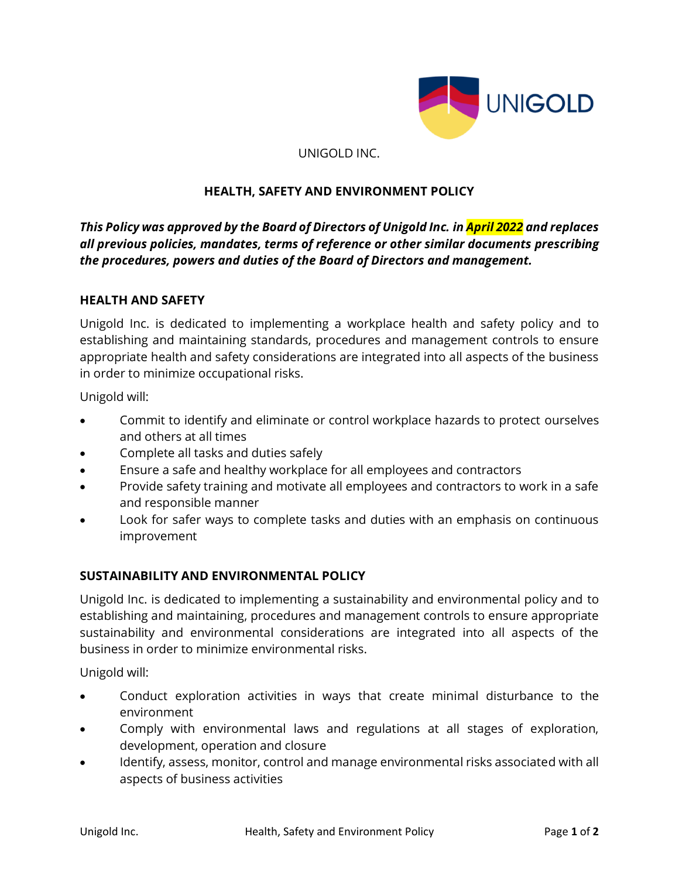UNIGOLD

UNIGOLD INC.

# HEALTH, SAFETY AND ENVIRONMENT POLICY

***This Policy was approved by the Board of Directors of Unigold Inc. in April 2022 and replaces all previous policies, mandates, terms of reference or other similar documents prescribing the procedures, powers and duties of the Board of Directors and management.***

## HEALTH AND SAFETY

Unigold Inc. is dedicated to implementing a workplace health and safety policy and to establishing and maintaining standards, procedures and management controls to ensure appropriate health and safety considerations are integrated into all aspects of the business in order to minimize occupational risks.

Unigold will:

- Commit to identify and eliminate or control workplace hazards to protect ourselves and others at all times
- Complete all tasks and duties safely
- Ensure a safe and healthy workplace for all employees and contractors
- Provide safety training and motivate all employees and contractors to work in a safe and responsible manner
- Look for safer ways to complete tasks and duties with an emphasis on continuous improvement

## SUSTAINABILITY AND ENVIRONMENTAL POLICY

Unigold Inc. is dedicated to implementing a sustainability and environmental policy and to establishing and maintaining, procedures and management controls to ensure appropriate sustainability and environmental considerations are integrated into all aspects of the business in order to minimize environmental risks.

Unigold will:

- Conduct exploration activities in ways that create minimal disturbance to the environment
- Comply with environmental laws and regulations at all stages of exploration, development, operation and closure
- Identify, assess, monitor, control and manage environmental risks associated with all aspects of business activities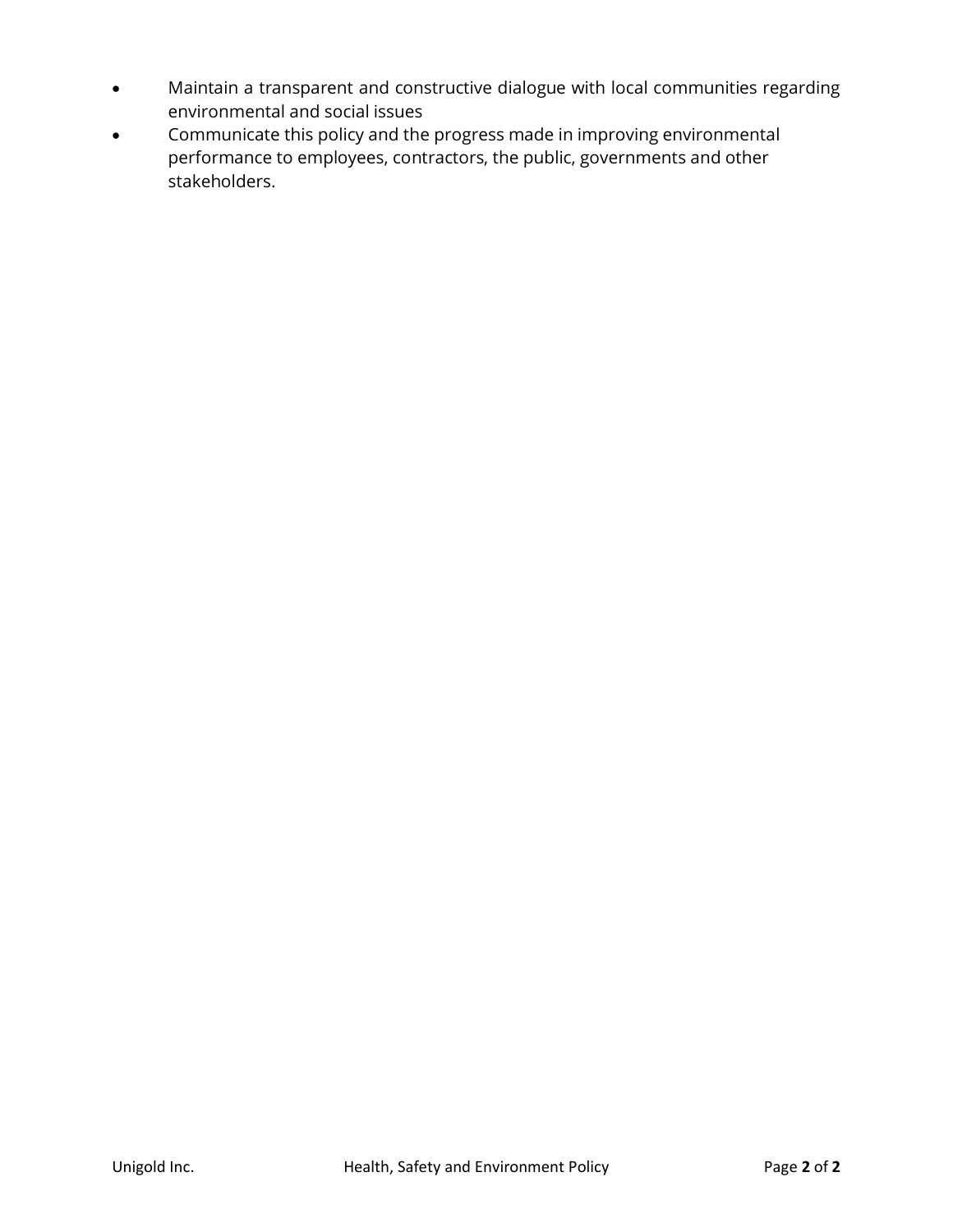- Maintain a transparent and constructive dialogue with local communities regarding environmental and social issues
- Communicate this policy and the progress made in improving environmental performance to employees, contractors, the public, governments and other stakeholders.